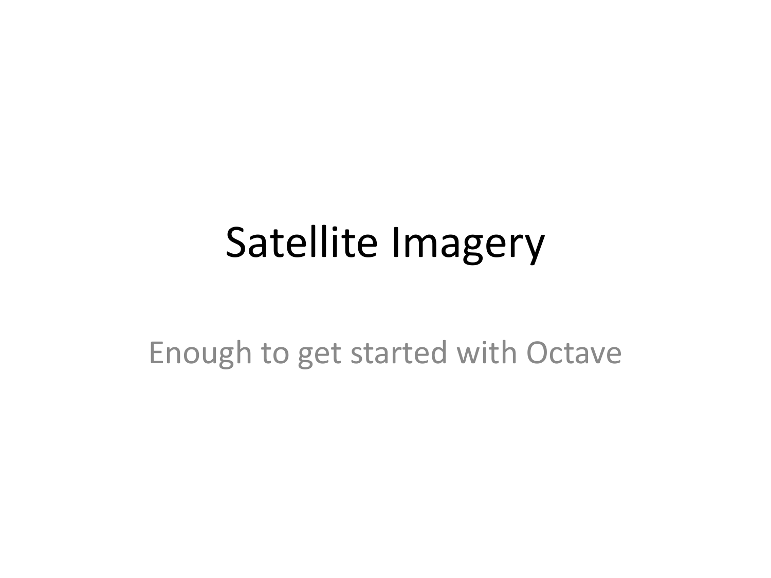# Satellite Imagery

Enough to get started with Octave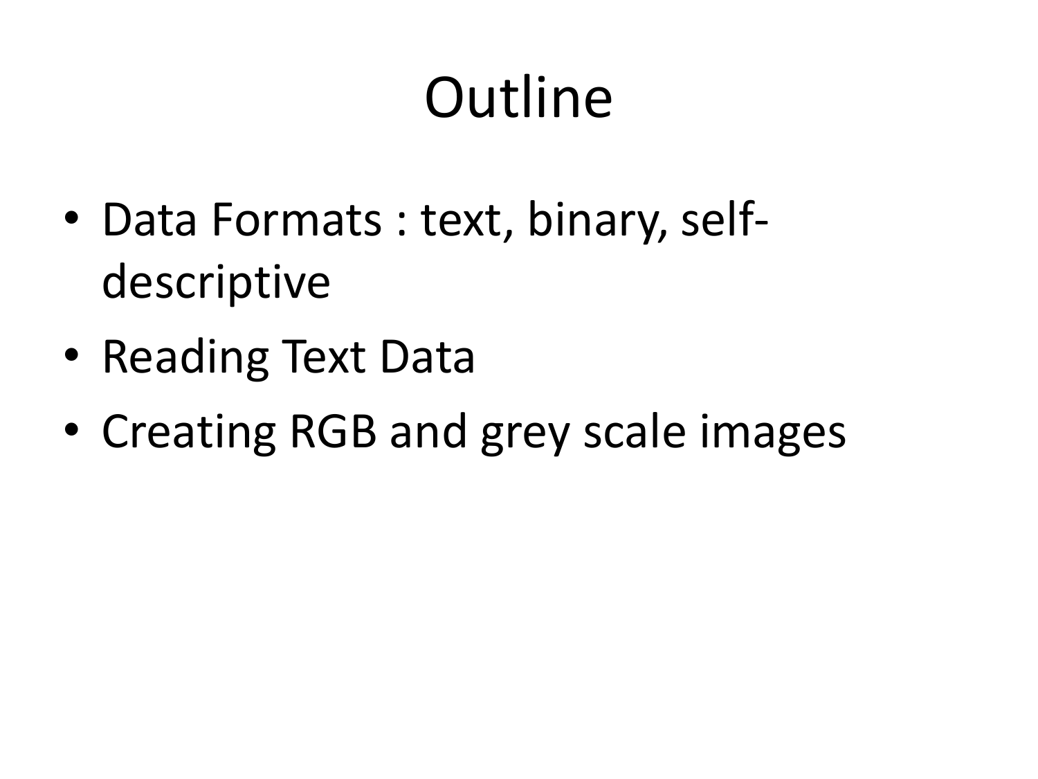# Outline

- Data Formats : text, binary, self-descriptive
- Reading Text Data
- Creating RGB and grey scale images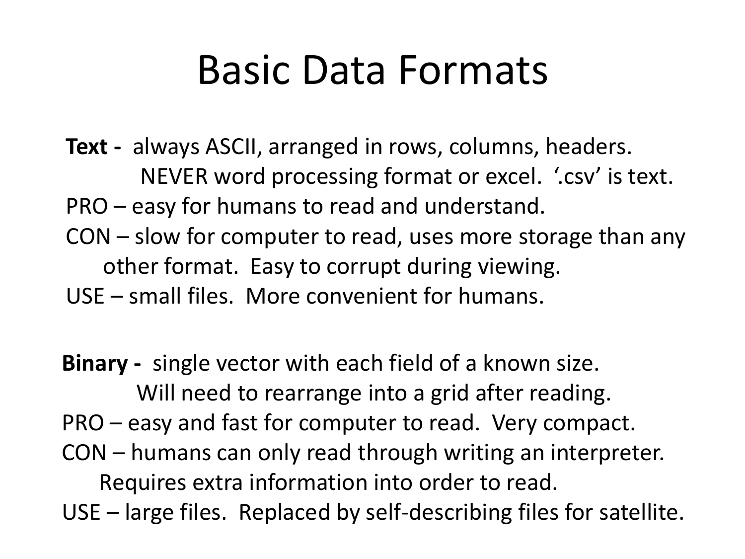# Basic Data Formats

**Text -** always ASCII, arranged in rows, columns, headers.
NEVER word processing format or excel. '.csv' is text.
PRO – easy for humans to read and understand.
CON – slow for computer to read, uses more storage than any other format. Easy to corrupt during viewing.
USE – small files. More convenient for humans.

**Binary -** single vector with each field of a known size.
Will need to rearrange into a grid after reading.
PRO – easy and fast for computer to read. Very compact.
CON – humans can only read through writing an interpreter. Requires extra information into order to read.
USE – large files. Replaced by self-describing files for satellite.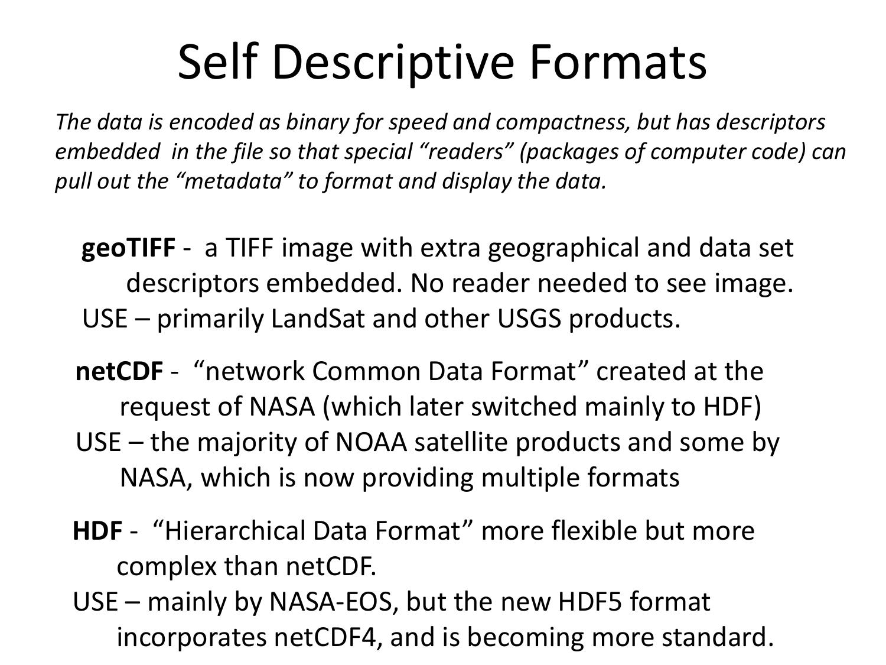# Self Descriptive Formats

*The data is encoded as binary for speed and compactness, but has descriptors embedded in the file so that special "readers" (packages of computer code) can pull out the "metadata" to format and display the data.*

**geoTIFF** - a TIFF image with extra geographical and data set descriptors embedded. No reader needed to see image.
USE – primarily LandSat and other USGS products.

**netCDF** - "network Common Data Format" created at the request of NASA (which later switched mainly to HDF)
USE – the majority of NOAA satellite products and some by NASA, which is now providing multiple formats

**HDF** - "Hierarchical Data Format" more flexible but more complex than netCDF.
USE – mainly by NASA-EOS, but the new HDF5 format incorporates netCDF4, and is becoming more standard.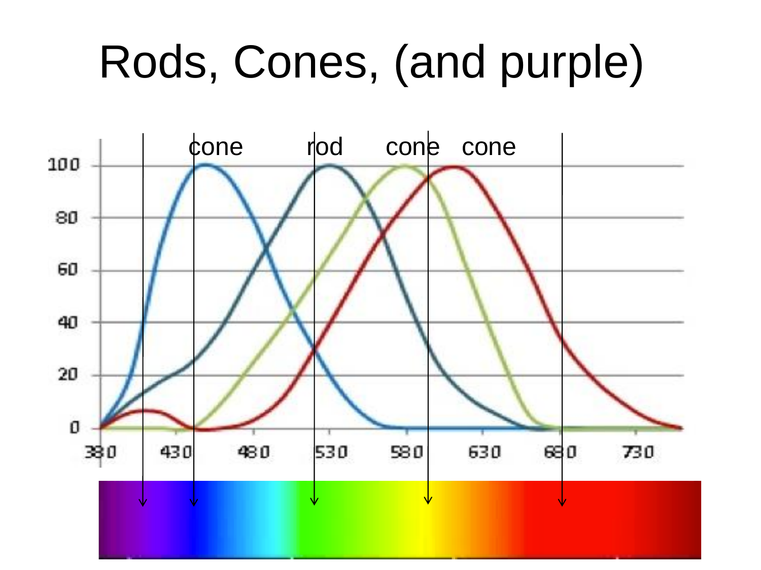# Rods, Cones, (and purple)

cone rod cone cone

100
80
60
40
20
0

380 430 480 530 580 630 680 730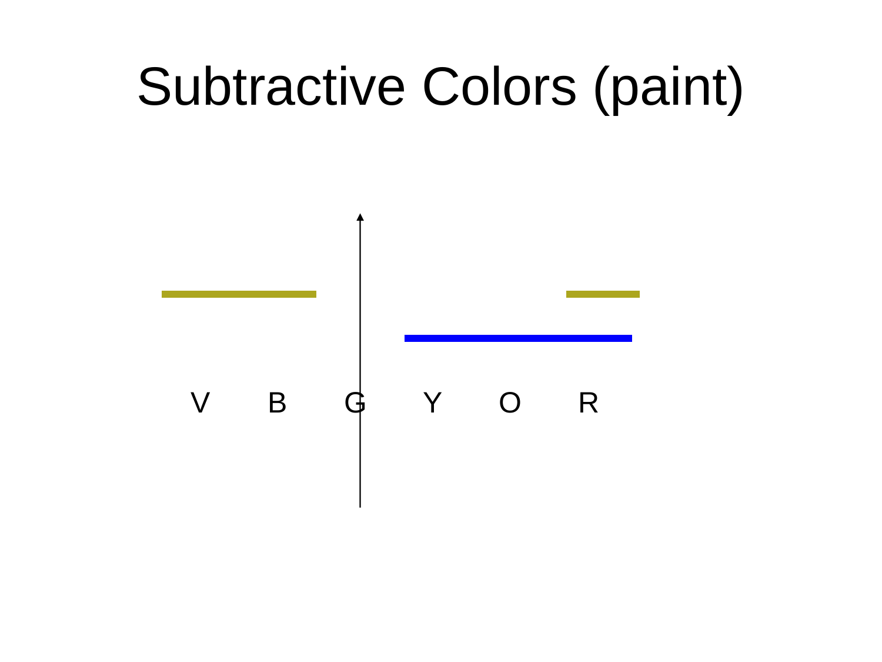# Subtractive Colors (paint)

V B G Y O R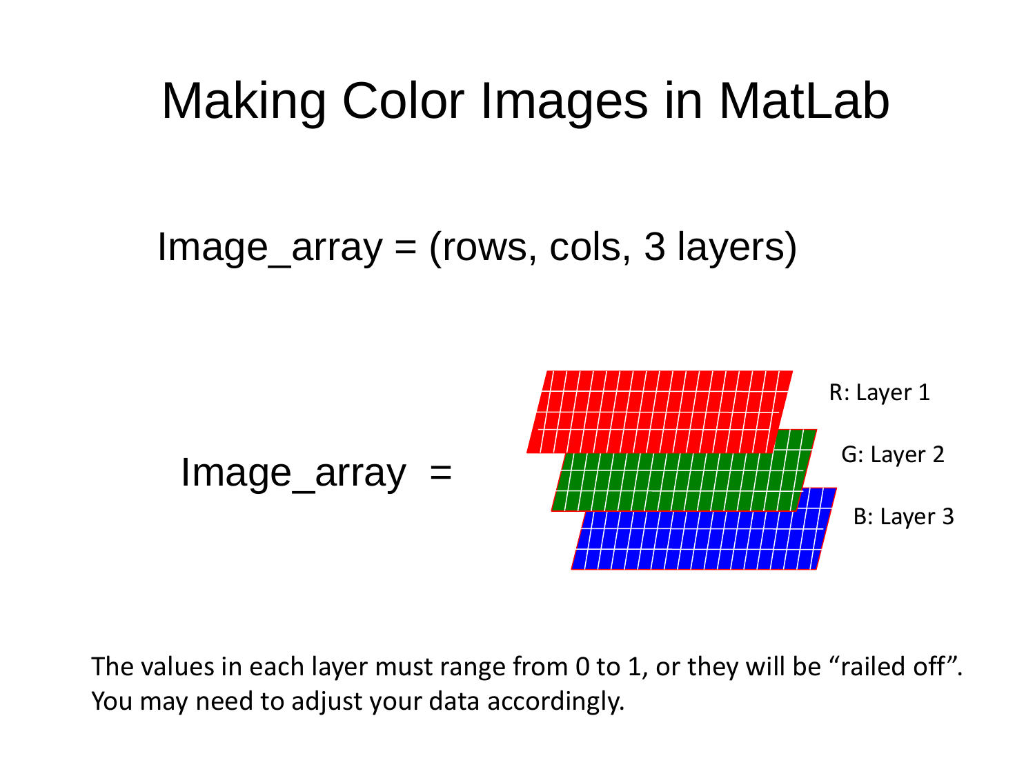# Making Color Images in MatLab

Image_array = (rows, cols, 3 layers)

Image_array =

R: Layer 1

G: Layer 2

B: Layer 3

The values in each layer must range from 0 to 1, or they will be “railed off”. You may need to adjust your data accordingly.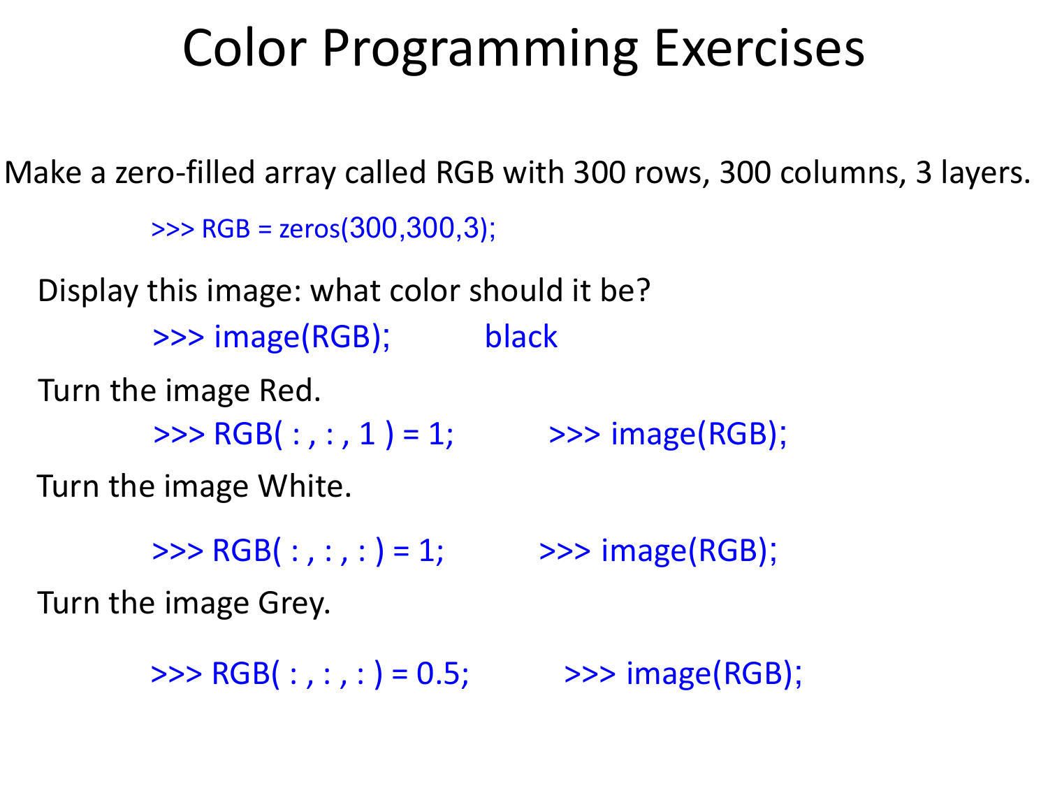# Color Programming Exercises

Make a zero-filled array called RGB with 300 rows, 300 columns, 3 layers.

```
>>> RGB = zeros(300,300,3);
```

Display this image: what color should it be?

```
>>> image(RGB);          black
```

Turn the image Red.

```
>>> RGB( : , : , 1 ) = 1;          >>> image(RGB);
```

Turn the image White.

```
>>> RGB( : , : , : ) = 1;          >>> image(RGB);
```

Turn the image Grey.

```
>>> RGB( : , : , : ) = 0.5;          >>> image(RGB);
```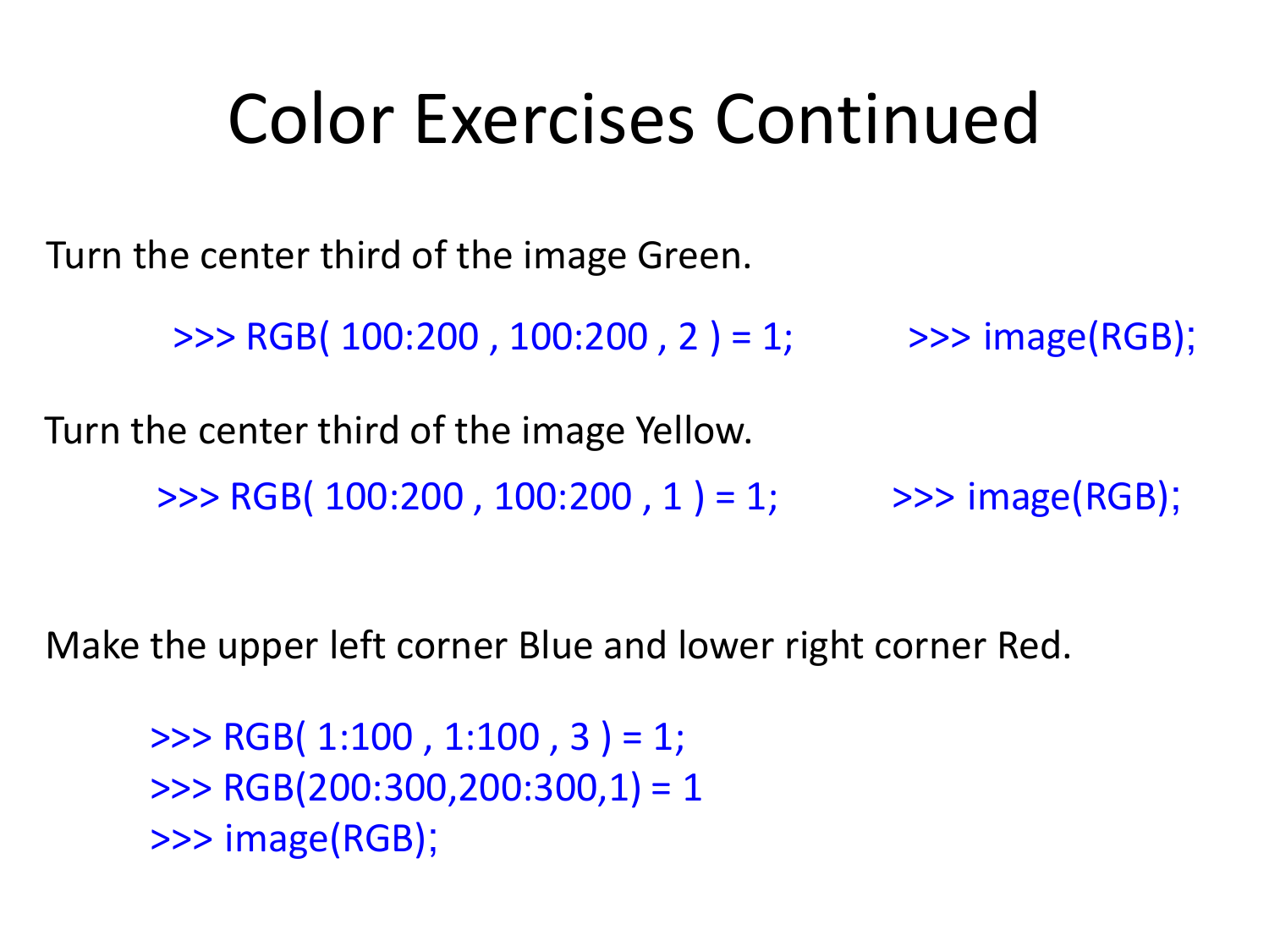# Color Exercises Continued

Turn the center third of the image Green.

```
>>> RGB( 100:200 , 100:200 , 2 ) = 1;          >>> image(RGB);
```

Turn the center third of the image Yellow.

```
>>> RGB( 100:200 , 100:200 , 1 ) = 1;          >>> image(RGB);
```

Make the upper left corner Blue and lower right corner Red.

```
>>> RGB( 1:100 , 1:100 , 3 ) = 1;
>>> RGB(200:300,200:300,1) = 1
>>> image(RGB);
```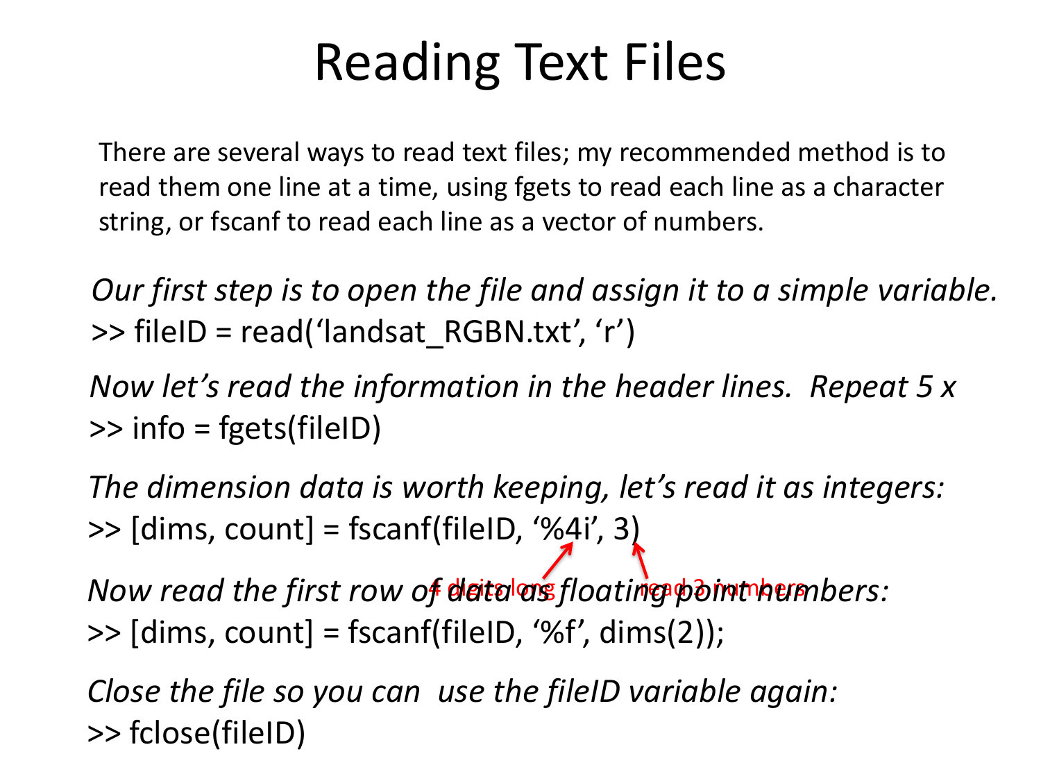# Reading Text Files

There are several ways to read text files; my recommended method is to read them one line at a time, using fgets to read each line as a character string, or fscanf to read each line as a vector of numbers.

*Our first step is to open the file and assign it to a simple variable.*

```
>> fileID = read('landsat_RGBN.txt', 'r')
```

*Now let's read the information in the header lines. Repeat 5 x*

```
>> info = fgets(fileID)
```

*The dimension data is worth keeping, let's read it as integers:*

```
>> [dims, count] = fscanf(fileID, '%4i', 3)
```

4 digits long — read 3 numbers

*Now read the first row of data as floating point numbers:*

```
>> [dims, count] = fscanf(fileID, '%f', dims(2));
```

*Close the file so you can use the fileID variable again:*

```
>> fclose(fileID)
```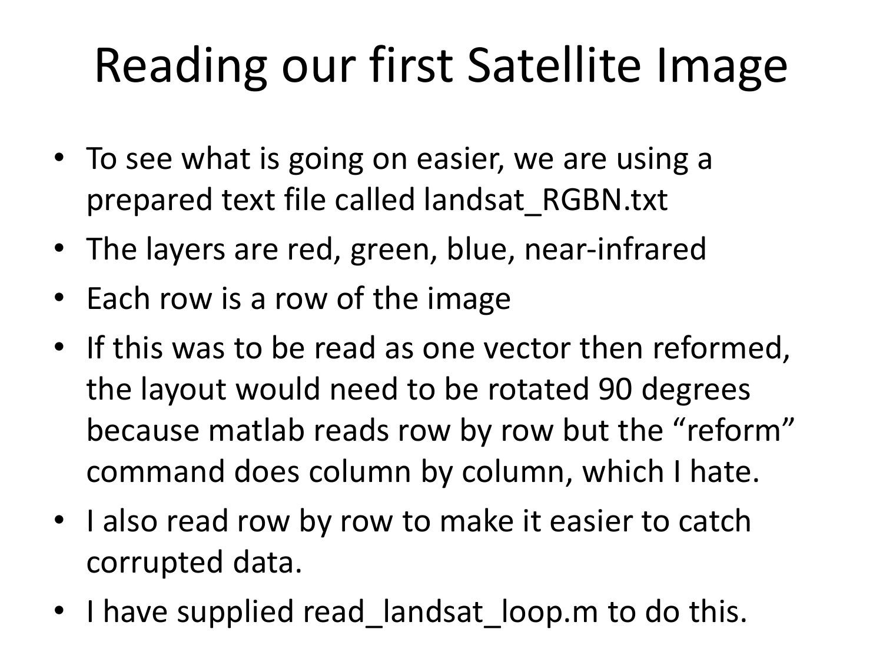# Reading our first Satellite Image

- To see what is going on easier, we are using a prepared text file called landsat_RGBN.txt
- The layers are red, green, blue, near-infrared
- Each row is a row of the image
- If this was to be read as one vector then reformed, the layout would need to be rotated 90 degrees because matlab reads row by row but the "reform" command does column by column, which I hate.
- I also read row by row to make it easier to catch corrupted data.
- I have supplied read_landsat_loop.m to do this.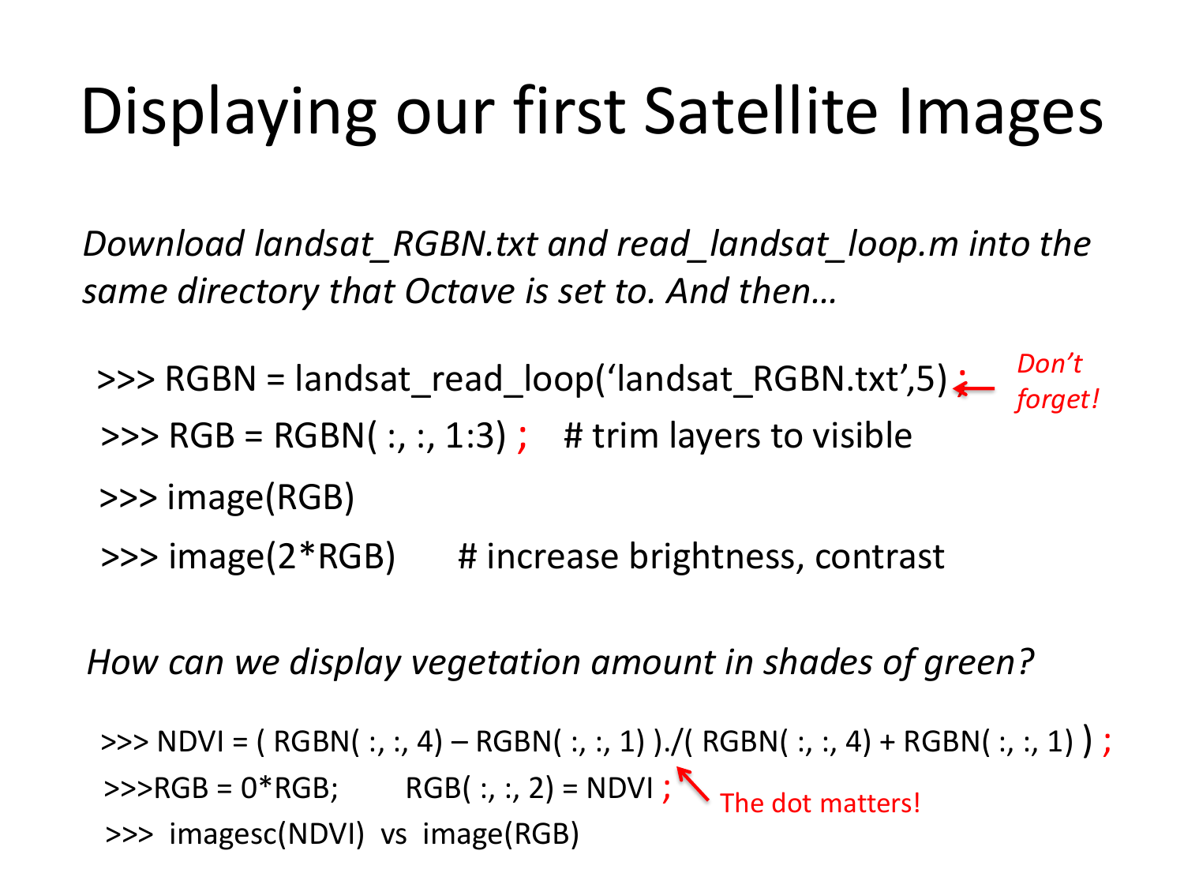# Displaying our first Satellite Images

*Download landsat_RGBN.txt and read_landsat_loop.m into the same directory that Octave is set to. And then…*

```
>>> RGBN = landsat_read_loop('landsat_RGBN.txt',5) ;
>>> RGB = RGBN( :, :, 1:3) ;    # trim layers to visible
>>> image(RGB)
>>> image(2*RGB)      # increase brightness, contrast
```

*Don't forget!*

*How can we display vegetation amount in shades of green?*

```
>>> NDVI = ( RGBN( :, :, 4) – RGBN( :, :, 1) )./( RGBN( :, :, 4) + RGBN( :, :, 1) ) ;
>>>RGB = 0*RGB;        RGB( :, :, 2) = NDVI ;
>>>  imagesc(NDVI)  vs  image(RGB)
```

The dot matters!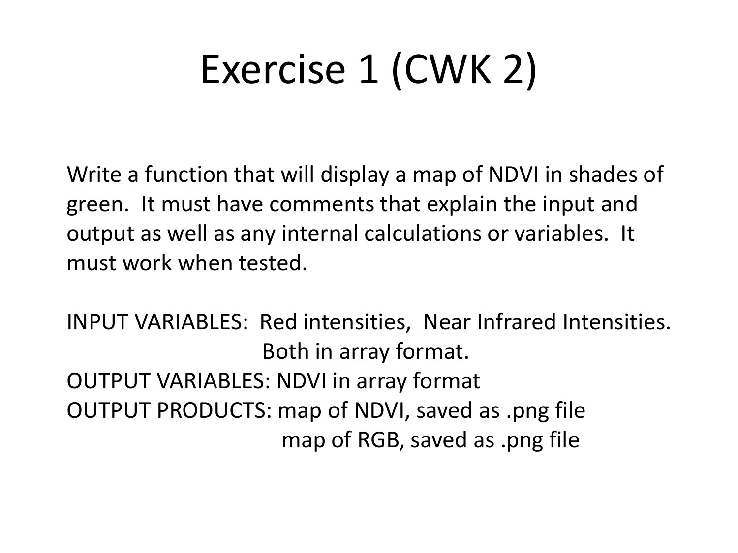# Exercise 1 (CWK 2)

Write a function that will display a map of NDVI in shades of green. It must have comments that explain the input and output as well as any internal calculations or variables. It must work when tested.

INPUT VARIABLES: Red intensities, Near Infrared Intensities.
Both in array format.
OUTPUT VARIABLES: NDVI in array format
OUTPUT PRODUCTS: map of NDVI, saved as .png file
map of RGB, saved as .png file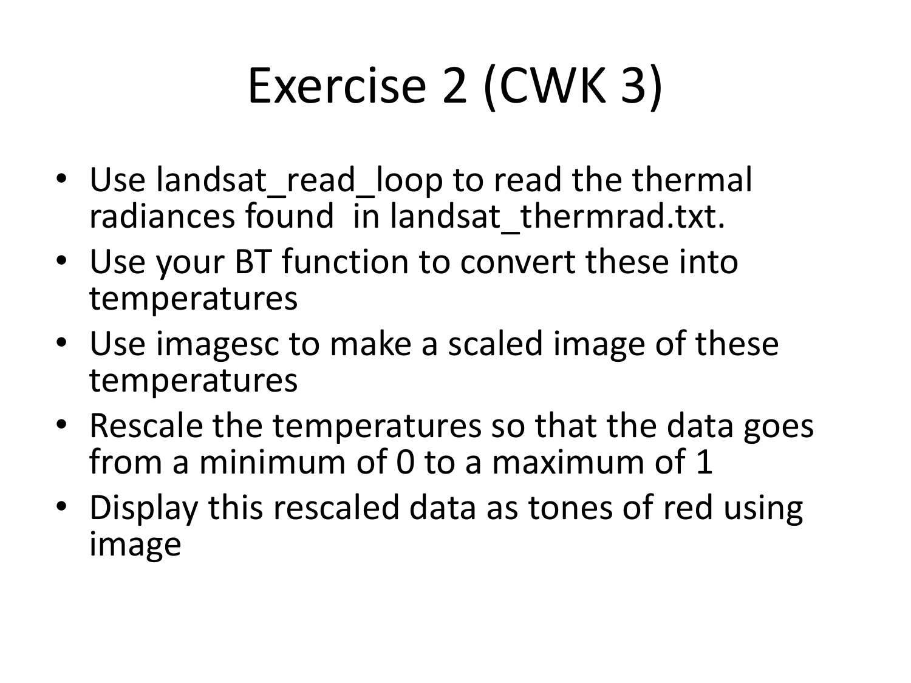# Exercise 2 (CWK 3)

- Use landsat_read_loop to read the thermal radiances found in landsat_thermrad.txt.
- Use your BT function to convert these into temperatures
- Use imagesc to make a scaled image of these temperatures
- Rescale the temperatures so that the data goes from a minimum of 0 to a maximum of 1
- Display this rescaled data as tones of red using image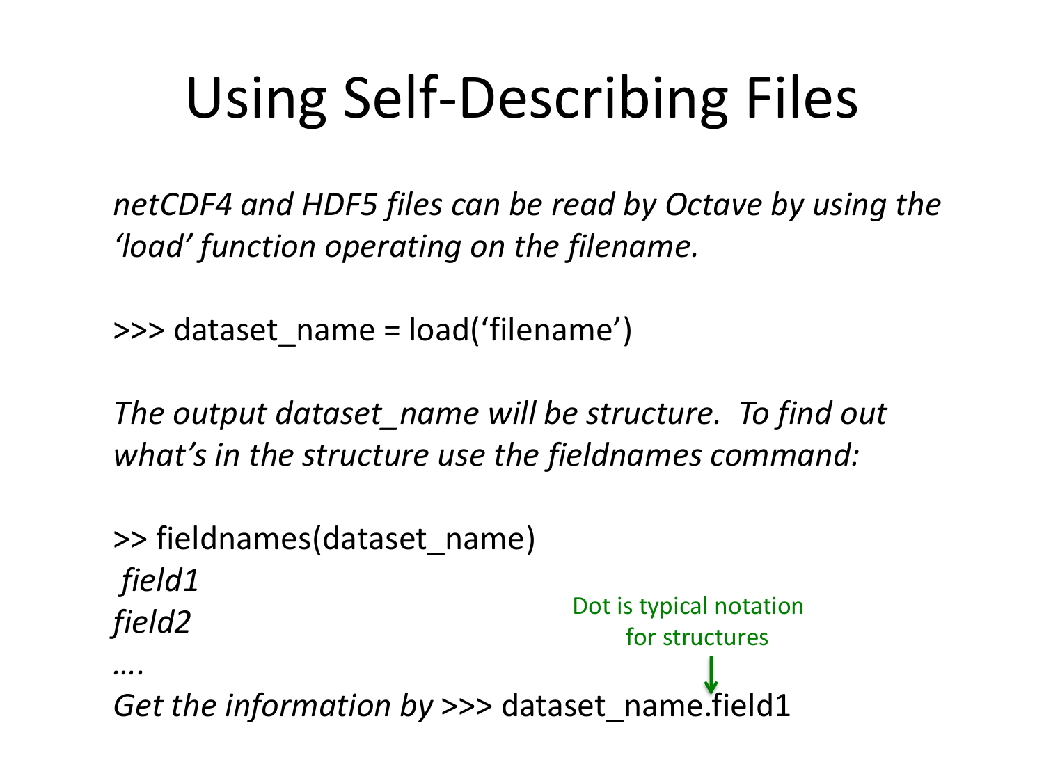# Using Self-Describing Files

*netCDF4 and HDF5 files can be read by Octave by using the 'load' function operating on the filename.*

```
>>> dataset_name = load('filename')
```

*The output dataset_name will be structure. To find out what's in the structure use the fieldnames command:*

```
>> fieldnames(dataset_name)
 field1
field2
….
```

*Get the information by* >>> dataset_name.field1

Dot is typical notation for structures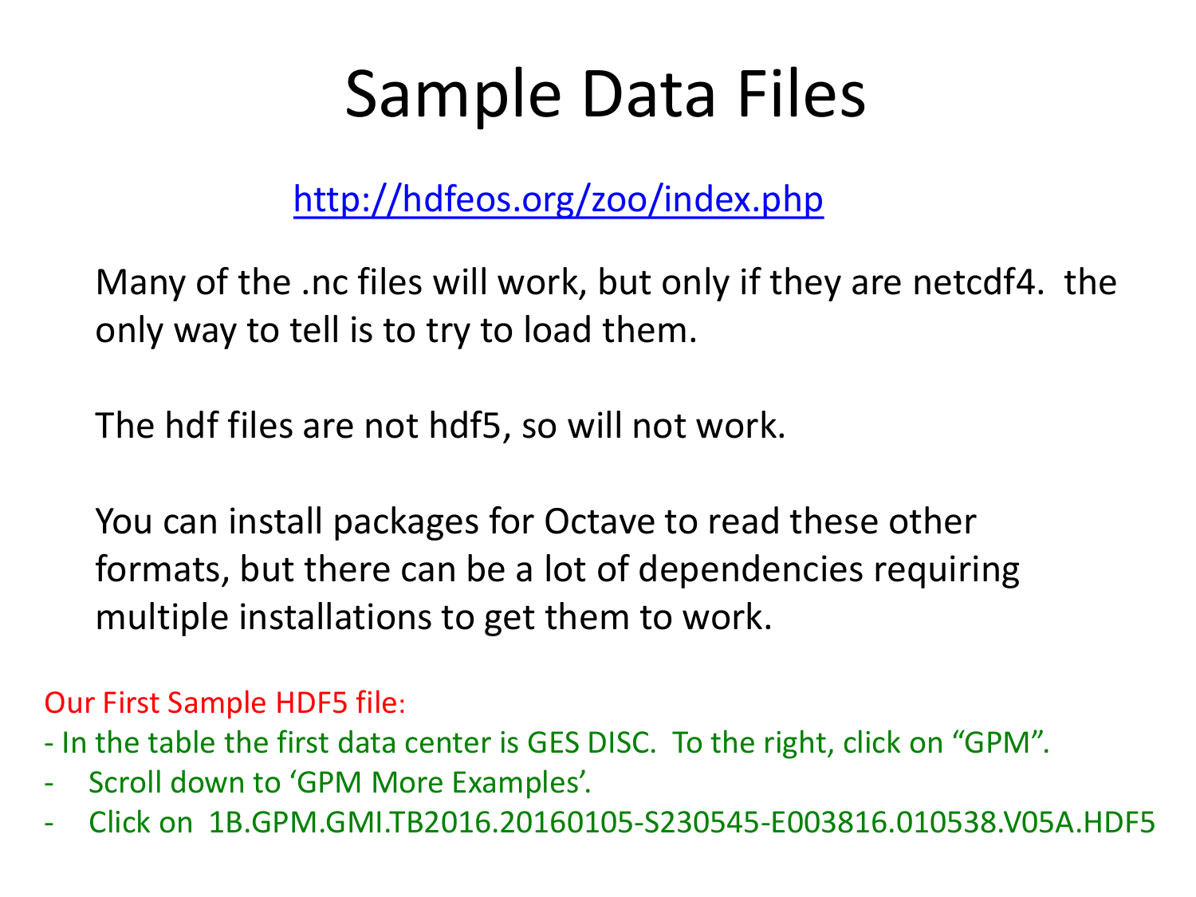# Sample Data Files

http://hdfeos.org/zoo/index.php

Many of the .nc files will work, but only if they are netcdf4. the only way to tell is to try to load them.

The hdf files are not hdf5, so will not work.

You can install packages for Octave to read these other formats, but there can be a lot of dependencies requiring multiple installations to get them to work.

Our First Sample HDF5 file:

- In the table the first data center is GES DISC. To the right, click on "GPM".
- Scroll down to 'GPM More Examples'.
- Click on 1B.GPM.GMI.TB2016.20160105-S230545-E003816.010538.V05A.HDF5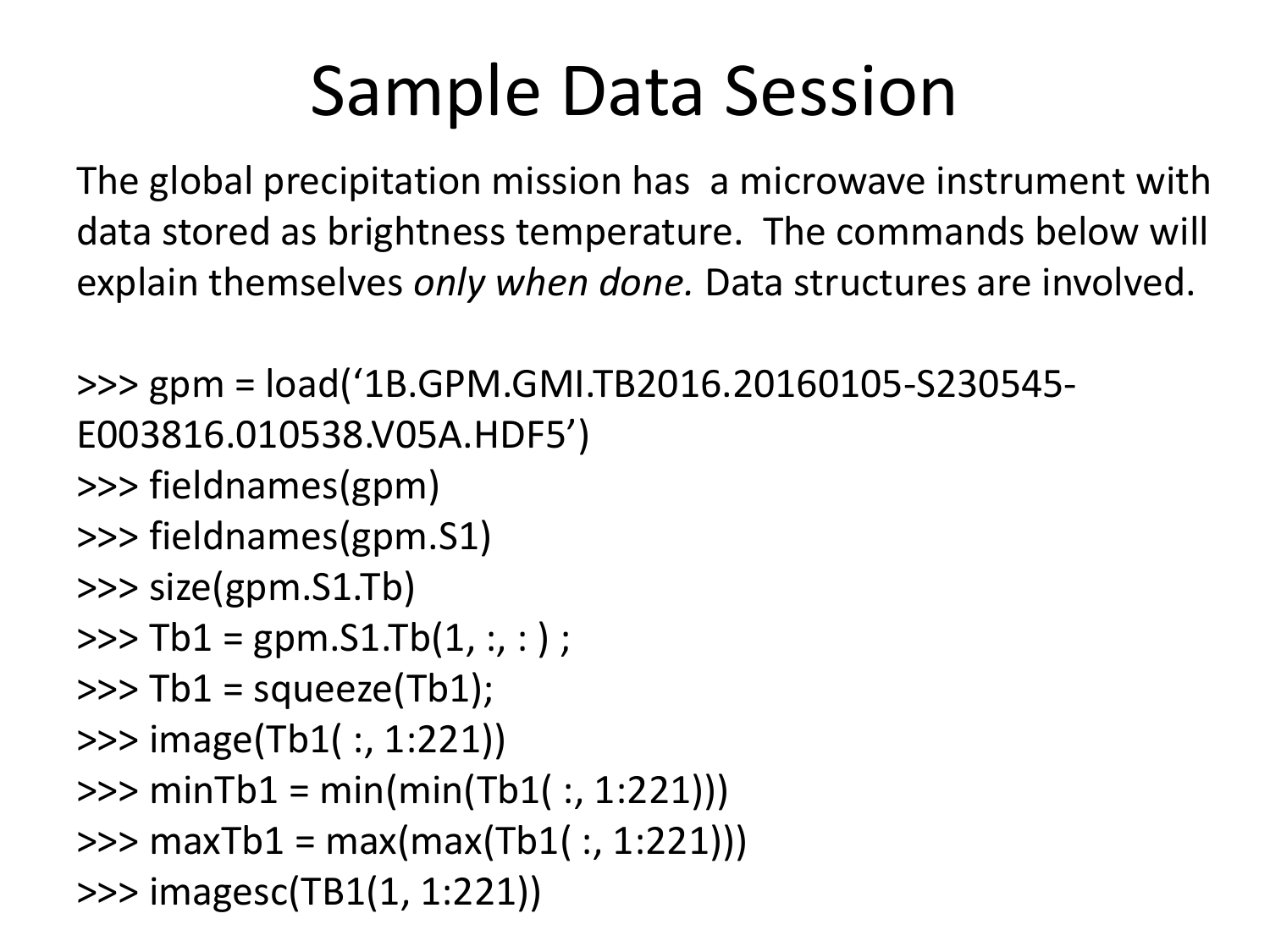# Sample Data Session

The global precipitation mission has a microwave instrument with data stored as brightness temperature. The commands below will explain themselves *only when done.* Data structures are involved.

```
>>> gpm = load('1B.GPM.GMI.TB2016.20160105-S230545-
E003816.010538.V05A.HDF5')
>>> fieldnames(gpm)
>>> fieldnames(gpm.S1)
>>> size(gpm.S1.Tb)
>>> Tb1 = gpm.S1.Tb(1, :, : ) ;
>>> Tb1 = squeeze(Tb1);
>>> image(Tb1( :, 1:221))
>>> minTb1 = min(min(Tb1( :, 1:221)))
>>> maxTb1 = max(max(Tb1( :, 1:221)))
>>> imagesc(TB1(1, 1:221))
```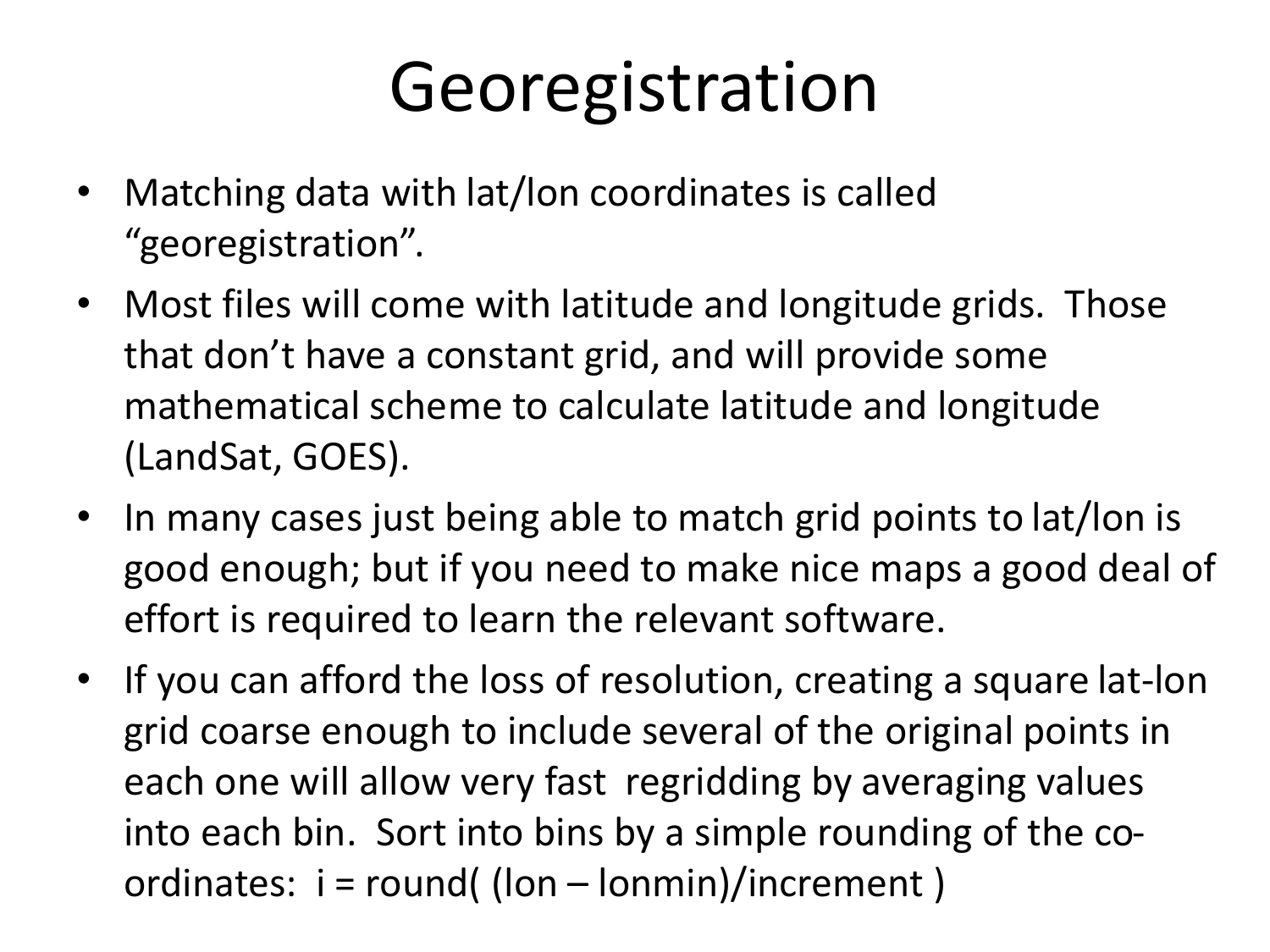# Georegistration

- Matching data with lat/lon coordinates is called "georegistration".
- Most files will come with latitude and longitude grids. Those that don't have a constant grid, and will provide some mathematical scheme to calculate latitude and longitude (LandSat, GOES).
- In many cases just being able to match grid points to lat/lon is good enough; but if you need to make nice maps a good deal of effort is required to learn the relevant software.
- If you can afford the loss of resolution, creating a square lat-lon grid coarse enough to include several of the original points in each one will allow very fast regridding by averaging values into each bin. Sort into bins by a simple rounding of the co-ordinates: i = round( (lon – lonmin)/increment )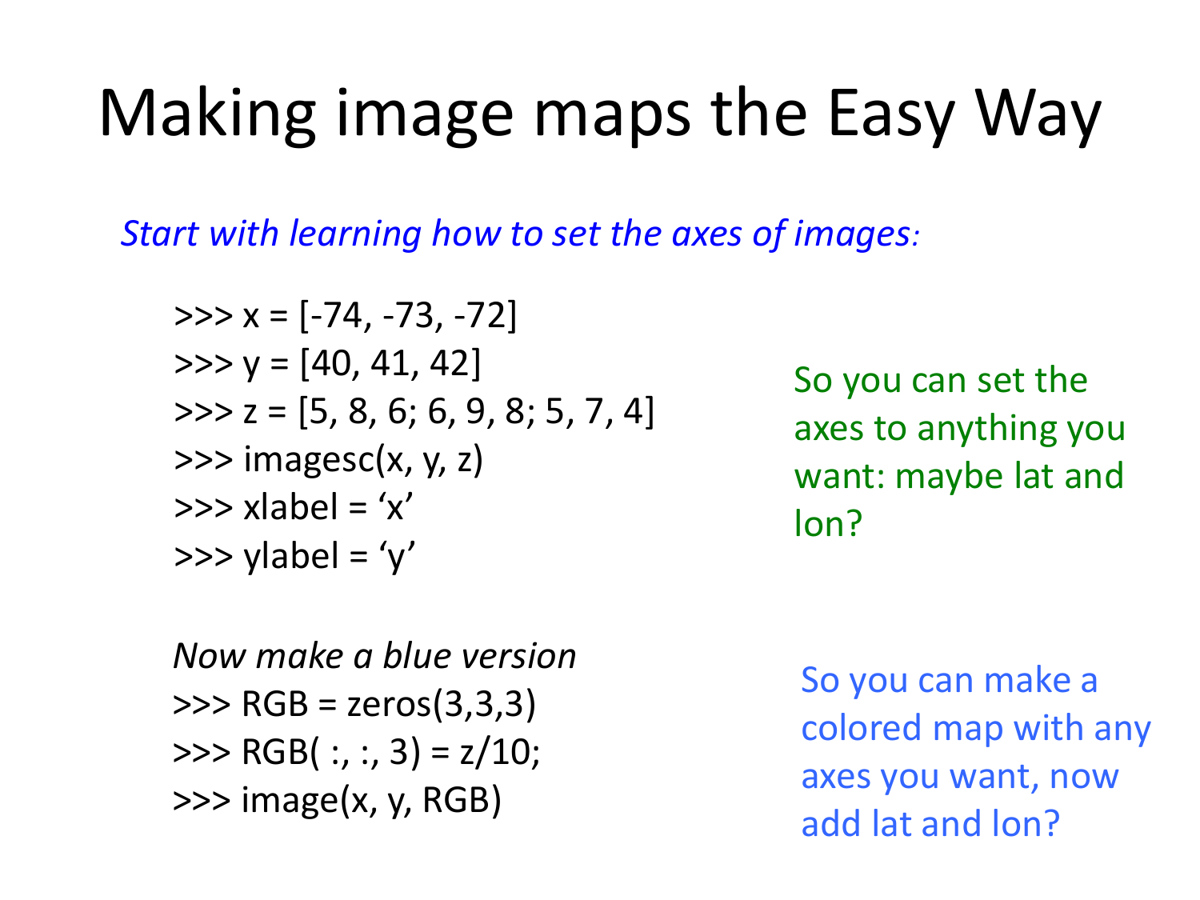# Making image maps the Easy Way

*Start with learning how to set the axes of images:*

```
>>> x = [-74, -73, -72]
>>> y = [40, 41, 42]
>>> z = [5, 8, 6; 6, 9, 8; 5, 7, 4]
>>> imagesc(x, y, z)
>>> xlabel = 'x'
>>> ylabel = 'y'
```

So you can set the axes to anything you want: maybe lat and lon?

*Now make a blue version*

```
>>> RGB = zeros(3,3,3)
>>> RGB( :, :, 3) = z/10;
>>> image(x, y, RGB)
```

So you can make a colored map with any axes you want, now add lat and lon?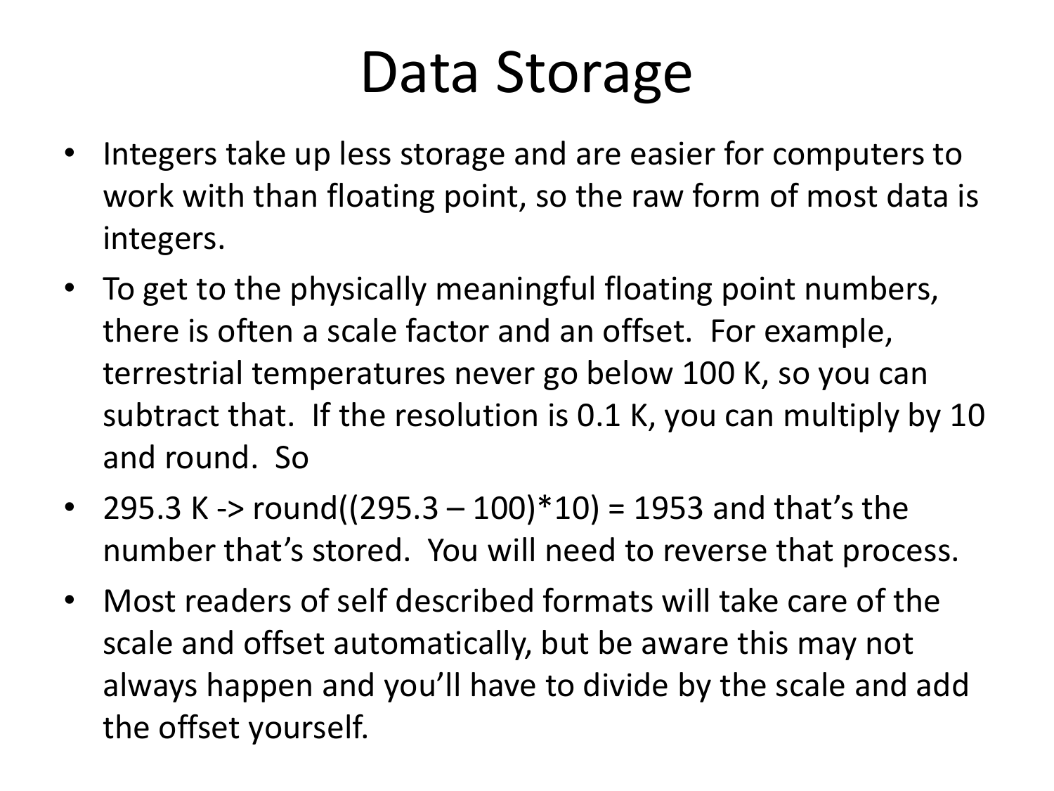# Data Storage

- Integers take up less storage and are easier for computers to work with than floating point, so the raw form of most data is integers.
- To get to the physically meaningful floating point numbers, there is often a scale factor and an offset. For example, terrestrial temperatures never go below 100 K, so you can subtract that. If the resolution is 0.1 K, you can multiply by 10 and round. So
- 295.3 K -> round((295.3 – 100)*10) = 1953 and that's the number that's stored. You will need to reverse that process.
- Most readers of self described formats will take care of the scale and offset automatically, but be aware this may not always happen and you'll have to divide by the scale and add the offset yourself.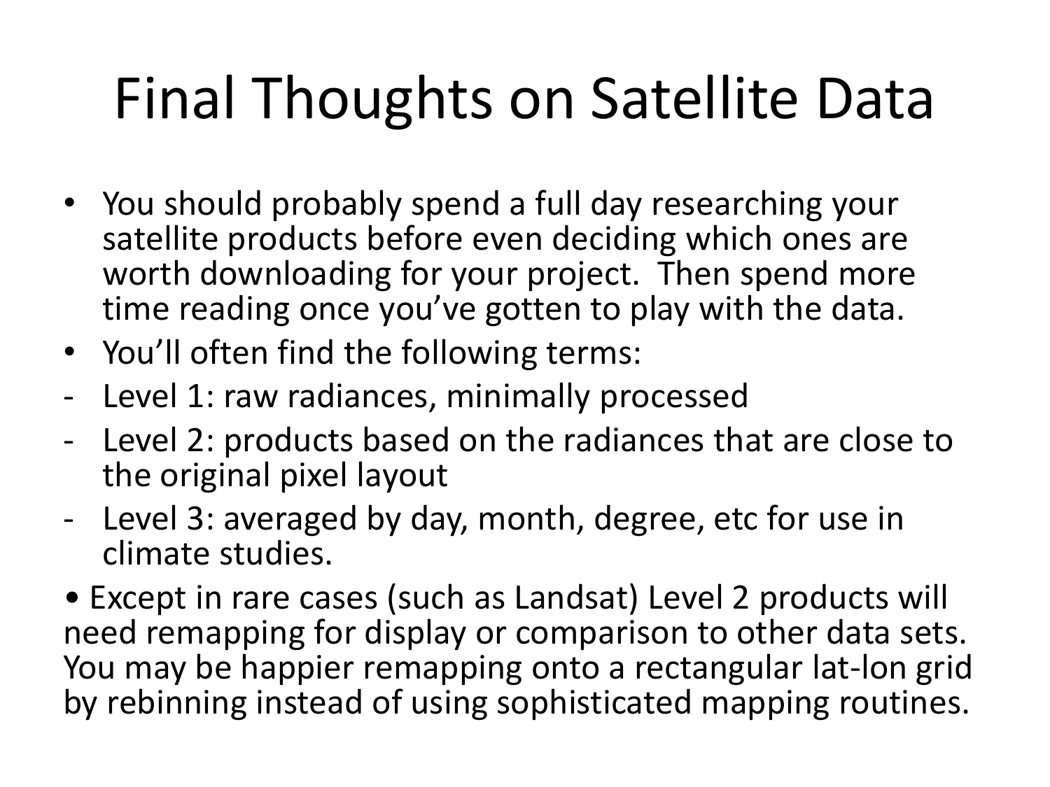# Final Thoughts on Satellite Data

- You should probably spend a full day researching your satellite products before even deciding which ones are worth downloading for your project. Then spend more time reading once you've gotten to play with the data.
- You'll often find the following terms:

- Level 1: raw radiances, minimally processed
- Level 2: products based on the radiances that are close to the original pixel layout
- Level 3: averaged by day, month, degree, etc for use in climate studies.

• Except in rare cases (such as Landsat) Level 2 products will need remapping for display or comparison to other data sets. You may be happier remapping onto a rectangular lat-lon grid by rebinning instead of using sophisticated mapping routines.